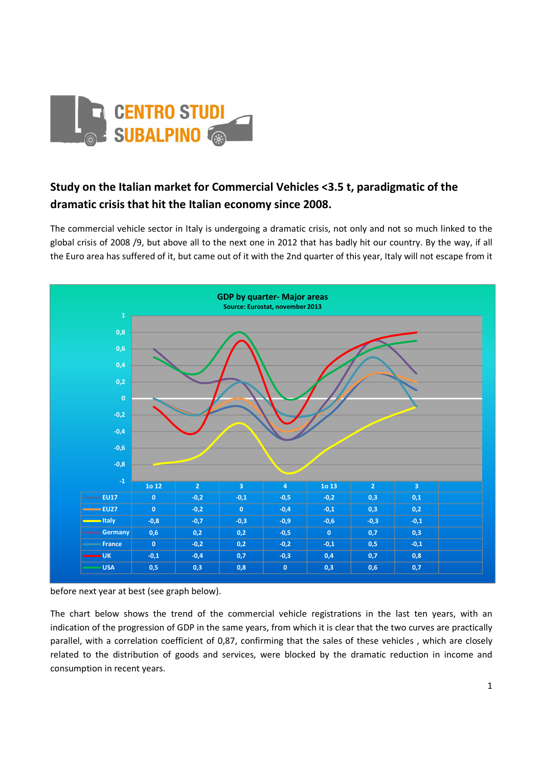CENTRO STUDI SUBALPINO

## Study on the Italian market for Commercial Vehicles <3.5 t, paradigmatic of the dramatic crisis that hit the Italian economy since 2008.

The commercial vehicle sector in Italy is undergoing a dramatic crisis, not only and not so much linked to the global crisis of 2008 /9, but above all to the next one in 2012 that has badly hit our country. By the way, if all the Euro area has suffered of it, but came out of it with the 2nd quarter of this year, Italy will not escape from it

**GDP by quarter- Major areas**
Source: Eurostat, november 2013

| | 1o 12 | 2 | 3 | 4 | 1o 13 | 2 | 3 |
|---|---|---|---|---|---|---|---|
| EU17 | 0 | -0,2 | -0,1 | -0,5 | -0,2 | 0,3 | 0,1 |
| EU27 | 0 | -0,2 | 0 | -0,4 | -0,1 | 0,3 | 0,2 |
| Italy | -0,8 | -0,7 | -0,3 | -0,9 | -0,6 | -0,3 | -0,1 |
| Germany | 0,6 | 0,2 | 0,2 | -0,5 | 0 | 0,7 | 0,3 |
| France | 0 | -0,2 | 0,2 | -0,2 | -0,1 | 0,5 | -0,1 |
| UK | -0,1 | -0,4 | 0,7 | -0,3 | 0,4 | 0,7 | 0,8 |
| USA | 0,5 | 0,3 | 0,8 | 0 | 0,3 | 0,6 | 0,7 |

before next year at best (see graph below).

The chart below shows the trend of the commercial vehicle registrations in the last ten years, with an indication of the progression of GDP in the same years, from which it is clear that the two curves are practically parallel, with a correlation coefficient of 0,87, confirming that the sales of these vehicles , which are closely related to the distribution of goods and services, were blocked by the dramatic reduction in income and consumption in recent years.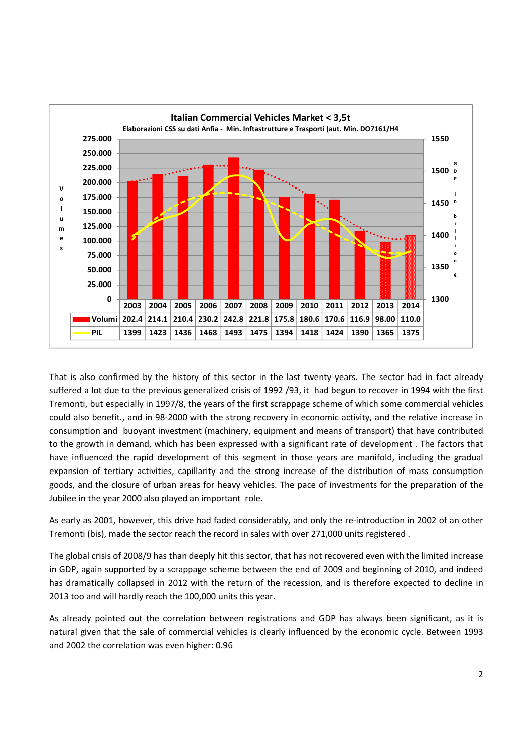**Italian Commercial Vehicles Market < 3,5t**

Elaborazioni CSS su dati Anfia - Min. Inftastrutture e Trasporti (aut. Min. DO7161/H4)

| | 2003 | 2004 | 2005 | 2006 | 2007 | 2008 | 2009 | 2010 | 2011 | 2012 | 2013 | 2014 |
|---|---|---|---|---|---|---|---|---|---|---|---|---|
| Volumi | 202.4 | 214.1 | 210.4 | 230.2 | 242.8 | 221.8 | 175.8 | 180.6 | 170.6 | 116.9 | 98.00 | 110.0 |
| PIL | 1399 | 1423 | 1436 | 1468 | 1493 | 1475 | 1394 | 1418 | 1424 | 1390 | 1365 | 1375 |

That is also confirmed by the history of this sector in the last twenty years. The sector had in fact already suffered a lot due to the previous generalized crisis of 1992 /93, it had begun to recover in 1994 with the first Tremonti, but especially in 1997/8, the years of the first scrappage scheme of which some commercial vehicles could also benefit., and in 98-2000 with the strong recovery in economic activity, and the relative increase in consumption and buoyant investment (machinery, equipment and means of transport) that have contributed to the growth in demand, which has been expressed with a significant rate of development . The factors that have influenced the rapid development of this segment in those years are manifold, including the gradual expansion of tertiary activities, capillarity and the strong increase of the distribution of mass consumption goods, and the closure of urban areas for heavy vehicles. The pace of investments for the preparation of the Jubilee in the year 2000 also played an important role.

As early as 2001, however, this drive had faded considerably, and only the re-introduction in 2002 of an other Tremonti (bis), made the sector reach the record in sales with over 271,000 units registered .

The global crisis of 2008/9 has than deeply hit this sector, that has not recovered even with the limited increase in GDP, again supported by a scrappage scheme between the end of 2009 and beginning of 2010, and indeed has dramatically collapsed in 2012 with the return of the recession, and is therefore expected to decline in 2013 too and will hardly reach the 100,000 units this year.

As already pointed out the correlation between registrations and GDP has always been significant, as it is natural given that the sale of commercial vehicles is clearly influenced by the economic cycle. Between 1993 and 2002 the correlation was even higher: 0.96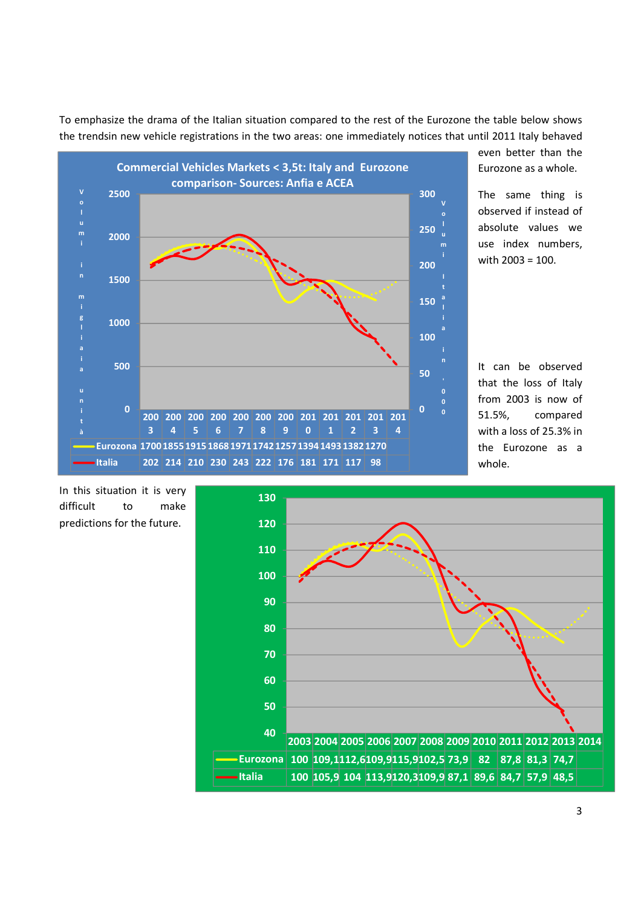To emphasize the drama of the Italian situation compared to the rest of the Eurozone the table below shows the trendsin new vehicle registrations in the two areas: one immediately notices that until 2011 Italy behaved even better than the Eurozone as a whole.

**Commercial Vehicles Markets < 3,5t: Italy and Eurozone comparison- Sources: Anfia e ACEA**

| | 2003 | 2004 | 2005 | 2006 | 2007 | 2008 | 2009 | 2010 | 2011 | 2012 | 2013 | 2014 |
|---|---|---|---|---|---|---|---|---|---|---|---|---|
| Eurozona | 1700 | 1855 | 1915 | 1868 | 1971 | 1742 | 1257 | 1394 | 1493 | 1382 | 1270 | |
| Italia | 202 | 214 | 210 | 230 | 243 | 222 | 176 | 181 | 171 | 117 | 98 | |

Volumi in migliaia unità (Eurozona); Volumi Italia in ,000

The same thing is observed if instead of absolute values we use index numbers, with 2003 = 100.

It can be observed that the loss of Italy from 2003 is now of 51.5%, compared with a loss of 25.3% in the Eurozone as a whole.

In this situation it is very difficult to make predictions for the future.

| | 2003 | 2004 | 2005 | 2006 | 2007 | 2008 | 2009 | 2010 | 2011 | 2012 | 2013 | 2014 |
|---|---|---|---|---|---|---|---|---|---|---|---|---|
| Eurozona | 100 | 109,1 | 112,6 | 109,9 | 115,9 | 102,5 | 73,9 | 82 | 87,8 | 81,3 | 74,7 | |
| Italia | 100 | 105,9 | 104 | 113,9 | 120,3 | 109,9 | 87,1 | 89,6 | 84,7 | 57,9 | 48,5 | |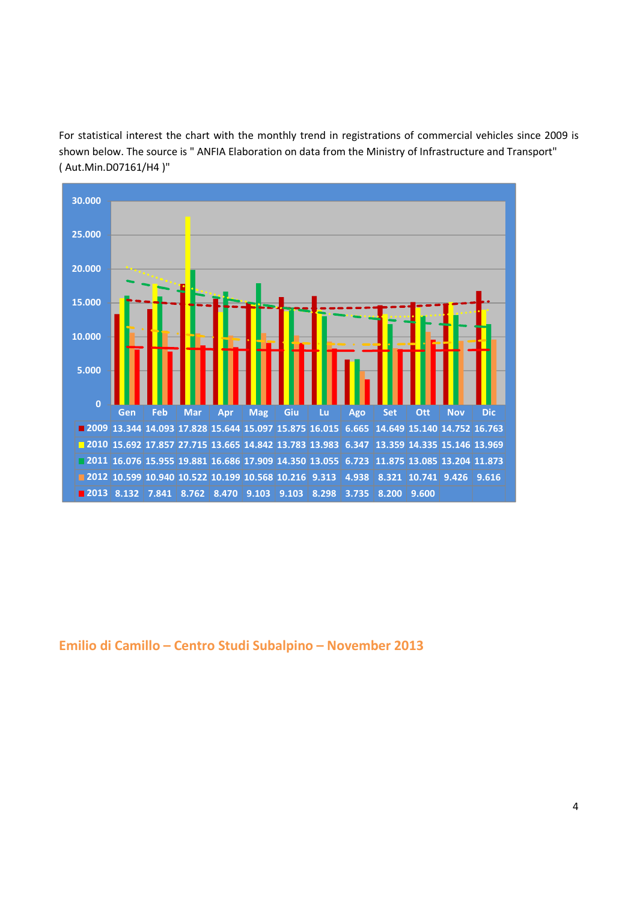For statistical interest the chart with the monthly trend in registrations of commercial vehicles since 2009 is shown below. The source is " ANFIA Elaboration on data from the Ministry of Infrastructure and Transport" ( Aut.Min.D07161/H4 )"

30.000
25.000
20.000
15.000
10.000
5.000
0

Gen Feb Mar Apr Mag Giu Lu Ago Set Ott Nov Dic

2009 13.344 14.093 17.828 15.644 15.097 15.875 16.015 6.665 14.649 15.140 14.752 16.763

2010 15.692 17.857 27.715 13.665 14.842 13.783 13.983 6.347 13.359 14.335 15.146 13.969

2011 16.076 15.955 19.881 16.686 17.909 14.350 13.055 6.723 11.875 13.085 13.204 11.873

2012 10.599 10.940 10.522 10.199 10.568 10.216 9.313 4.938 8.321 10.741 9.426 9.616

2013 8.132 7.841 8.762 8.470 9.103 9.103 8.298 3.735 8.200 9.600

**Emilio di Camillo – Centro Studi Subalpino – November 2013**